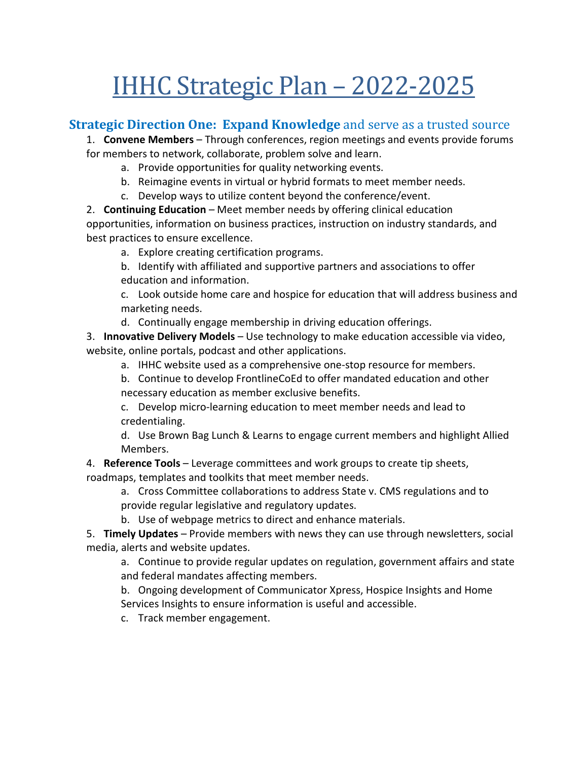# IHHC Strategic Plan – 2022-2025

## Strategic Direction One: **Expand Knowledge** and serve as a trusted source

1. **Convene Members** – Through conferences, region meetings and events provide forums for members to network, collaborate, problem solve and learn.
    a. Provide opportunities for quality networking events.
    b. Reimagine events in virtual or hybrid formats to meet member needs.
    c. Develop ways to utilize content beyond the conference/event.
2. **Continuing Education** – Meet member needs by offering clinical education opportunities, information on business practices, instruction on industry standards, and best practices to ensure excellence.
    a. Explore creating certification programs.
    b. Identify with affiliated and supportive partners and associations to offer education and information.
    c. Look outside home care and hospice for education that will address business and marketing needs.
    d. Continually engage membership in driving education offerings.
3. **Innovative Delivery Models** – Use technology to make education accessible via video, website, online portals, podcast and other applications.
    a. IHHC website used as a comprehensive one-stop resource for members.
    b. Continue to develop FrontlineCoEd to offer mandated education and other necessary education as member exclusive benefits.
    c. Develop micro-learning education to meet member needs and lead to credentialing.
    d. Use Brown Bag Lunch & Learns to engage current members and highlight Allied Members.
4. **Reference Tools** – Leverage committees and work groups to create tip sheets, roadmaps, templates and toolkits that meet member needs.
    a. Cross Committee collaborations to address State v. CMS regulations and to provide regular legislative and regulatory updates.
    b. Use of webpage metrics to direct and enhance materials.
5. **Timely Updates** – Provide members with news they can use through newsletters, social media, alerts and website updates.
    a. Continue to provide regular updates on regulation, government affairs and state and federal mandates affecting members.
    b. Ongoing development of Communicator Xpress, Hospice Insights and Home Services Insights to ensure information is useful and accessible.
    c. Track member engagement.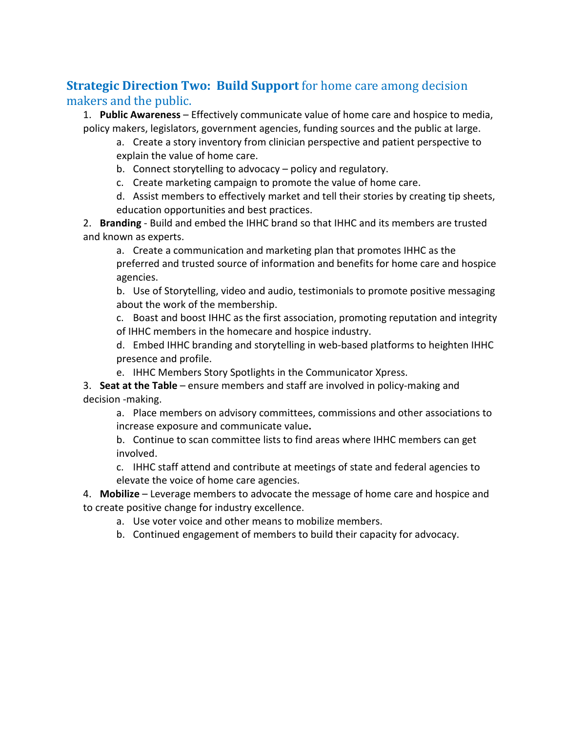## **Strategic Direction Two: Build Support** for home care among decision makers and the public.

1. **Public Awareness** – Effectively communicate value of home care and hospice to media, policy makers, legislators, government agencies, funding sources and the public at large.
    a. Create a story inventory from clinician perspective and patient perspective to explain the value of home care.
    b. Connect storytelling to advocacy – policy and regulatory.
    c. Create marketing campaign to promote the value of home care.
    d. Assist members to effectively market and tell their stories by creating tip sheets, education opportunities and best practices.
2. **Branding** - Build and embed the IHHC brand so that IHHC and its members are trusted and known as experts.
    a. Create a communication and marketing plan that promotes IHHC as the preferred and trusted source of information and benefits for home care and hospice agencies.
    b. Use of Storytelling, video and audio, testimonials to promote positive messaging about the work of the membership.
    c. Boast and boost IHHC as the first association, promoting reputation and integrity of IHHC members in the homecare and hospice industry.
    d. Embed IHHC branding and storytelling in web-based platforms to heighten IHHC presence and profile.
    e. IHHC Members Story Spotlights in the Communicator Xpress.
3. **Seat at the Table** – ensure members and staff are involved in policy-making and decision -making.
    a. Place members on advisory committees, commissions and other associations to increase exposure and communicate value**.**
    b. Continue to scan committee lists to find areas where IHHC members can get involved.
    c. IHHC staff attend and contribute at meetings of state and federal agencies to elevate the voice of home care agencies.
4. **Mobilize** – Leverage members to advocate the message of home care and hospice and to create positive change for industry excellence.
    a. Use voter voice and other means to mobilize members.
    b. Continued engagement of members to build their capacity for advocacy.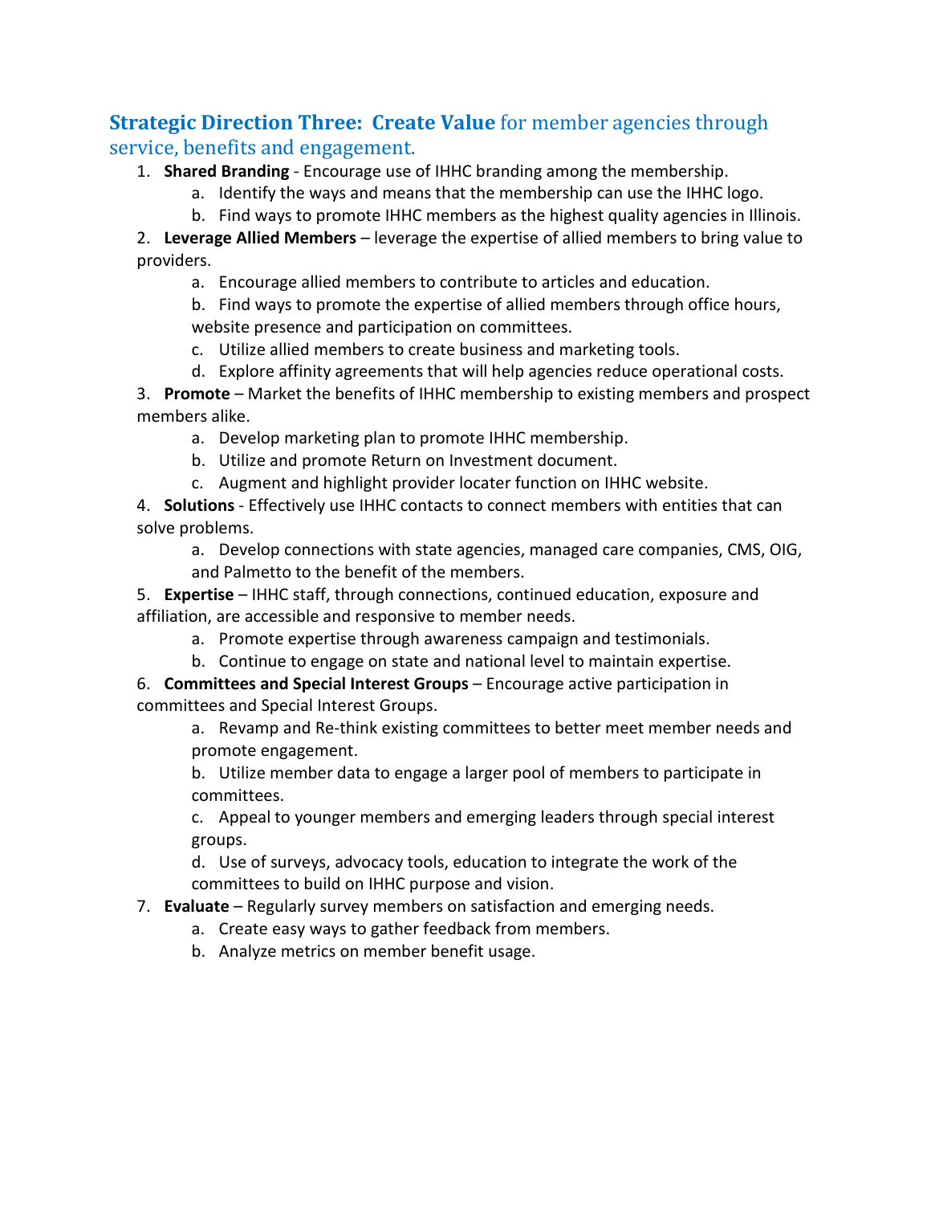## **Strategic Direction Three: Create Value** for member agencies through service, benefits and engagement.

1. **Shared Branding** - Encourage use of IHHC branding among the membership.
    a. Identify the ways and means that the membership can use the IHHC logo.
    b. Find ways to promote IHHC members as the highest quality agencies in Illinois.
2. **Leverage Allied Members** – leverage the expertise of allied members to bring value to providers.
    a. Encourage allied members to contribute to articles and education.
    b. Find ways to promote the expertise of allied members through office hours, website presence and participation on committees.
    c. Utilize allied members to create business and marketing tools.
    d. Explore affinity agreements that will help agencies reduce operational costs.
3. **Promote** – Market the benefits of IHHC membership to existing members and prospect members alike.
    a. Develop marketing plan to promote IHHC membership.
    b. Utilize and promote Return on Investment document.
    c. Augment and highlight provider locater function on IHHC website.
4. **Solutions** - Effectively use IHHC contacts to connect members with entities that can solve problems.
    a. Develop connections with state agencies, managed care companies, CMS, OIG, and Palmetto to the benefit of the members.
5. **Expertise** – IHHC staff, through connections, continued education, exposure and affiliation, are accessible and responsive to member needs.
    a. Promote expertise through awareness campaign and testimonials.
    b. Continue to engage on state and national level to maintain expertise.
6. **Committees and Special Interest Groups** – Encourage active participation in committees and Special Interest Groups.
    a. Revamp and Re-think existing committees to better meet member needs and promote engagement.
    b. Utilize member data to engage a larger pool of members to participate in committees.
    c. Appeal to younger members and emerging leaders through special interest groups.
    d. Use of surveys, advocacy tools, education to integrate the work of the committees to build on IHHC purpose and vision.
7. **Evaluate** – Regularly survey members on satisfaction and emerging needs.
    a. Create easy ways to gather feedback from members.
    b. Analyze metrics on member benefit usage.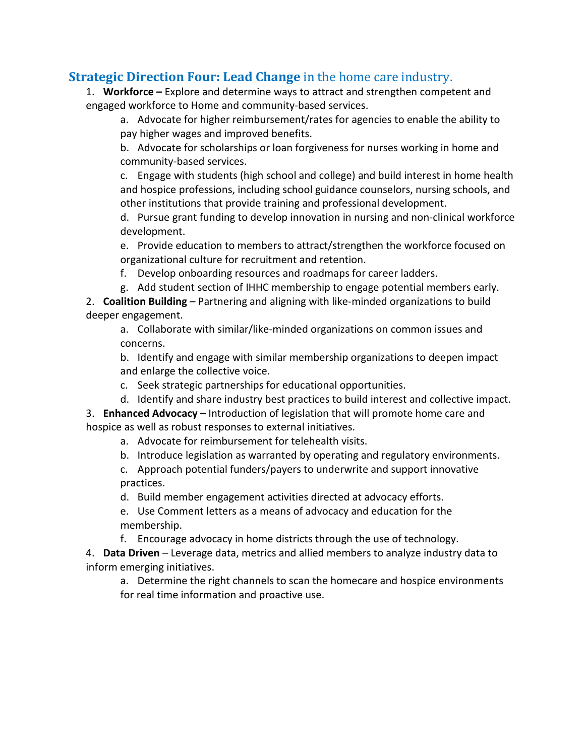## **Strategic Direction Four: Lead Change** in the home care industry.

1. **Workforce –** Explore and determine ways to attract and strengthen competent and engaged workforce to Home and community-based services.
    a. Advocate for higher reimbursement/rates for agencies to enable the ability to pay higher wages and improved benefits.
    b. Advocate for scholarships or loan forgiveness for nurses working in home and community-based services.
    c. Engage with students (high school and college) and build interest in home health and hospice professions, including school guidance counselors, nursing schools, and other institutions that provide training and professional development.
    d. Pursue grant funding to develop innovation in nursing and non-clinical workforce development.
    e. Provide education to members to attract/strengthen the workforce focused on organizational culture for recruitment and retention.
    f. Develop onboarding resources and roadmaps for career ladders.
    g. Add student section of IHHC membership to engage potential members early.
2. **Coalition Building** – Partnering and aligning with like-minded organizations to build deeper engagement.
    a. Collaborate with similar/like-minded organizations on common issues and concerns.
    b. Identify and engage with similar membership organizations to deepen impact and enlarge the collective voice.
    c. Seek strategic partnerships for educational opportunities.
    d. Identify and share industry best practices to build interest and collective impact.
3. **Enhanced Advocacy** – Introduction of legislation that will promote home care and hospice as well as robust responses to external initiatives.
    a. Advocate for reimbursement for telehealth visits.
    b. Introduce legislation as warranted by operating and regulatory environments.
    c. Approach potential funders/payers to underwrite and support innovative practices.
    d. Build member engagement activities directed at advocacy efforts.
    e. Use Comment letters as a means of advocacy and education for the membership.
    f. Encourage advocacy in home districts through the use of technology.
4. **Data Driven** – Leverage data, metrics and allied members to analyze industry data to inform emerging initiatives.
    a. Determine the right channels to scan the homecare and hospice environments for real time information and proactive use.